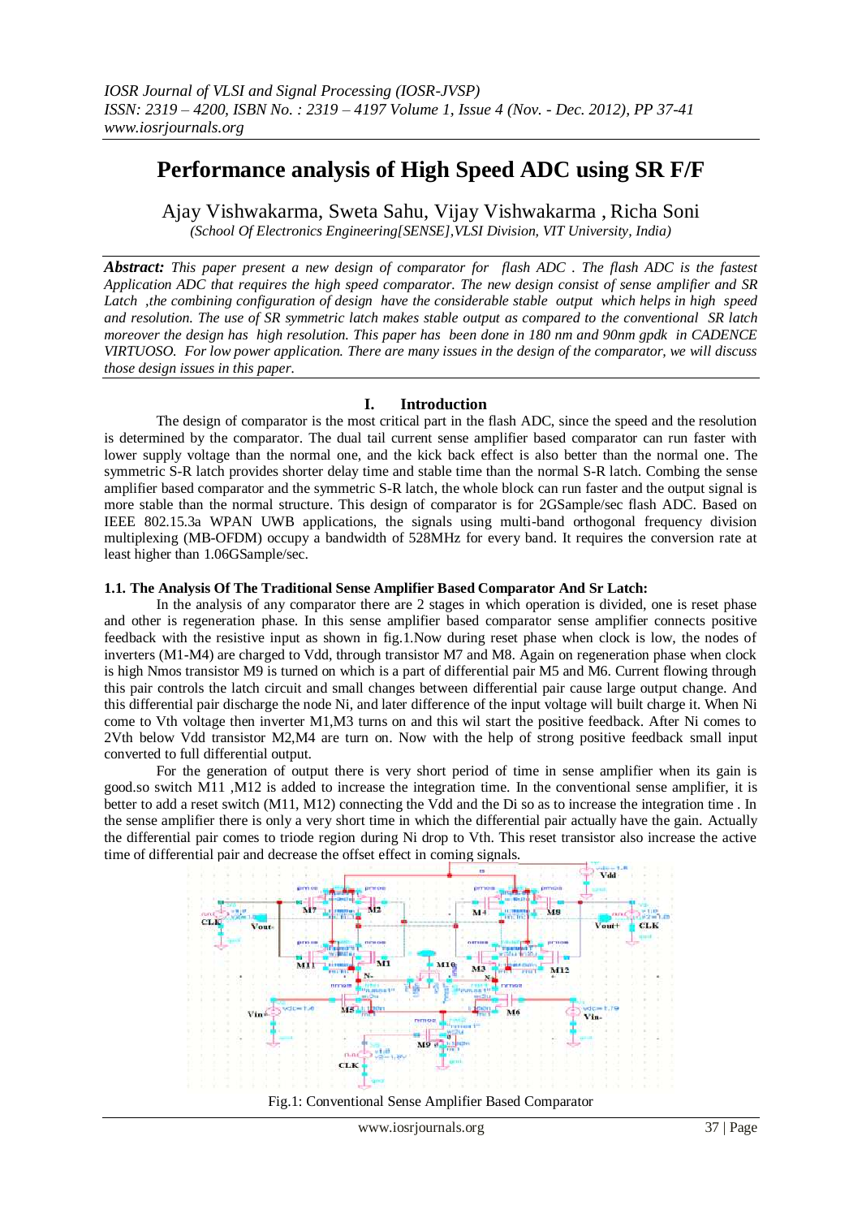*IOSR Journal of VLSI and Signal Processing (IOSR-JVSP)*
*ISSN: 2319 – 4200, ISBN No. : 2319 – 4197 Volume 1, Issue 4 (Nov. - Dec. 2012), PP 37-41*
*www.iosrjournals.org*

# Performance analysis of High Speed ADC using SR F/F

Ajay Vishwakarma, Sweta Sahu, Vijay Vishwakarma , Richa Soni

*(School Of Electronics Engineering[SENSE],VLSI Division, VIT University, India)*

***Abstract:*** *This paper present a new design of comparator for flash ADC . The flash ADC is the fastest Application ADC that requires the high speed comparator. The new design consist of sense amplifier and SR Latch ,the combining configuration of design have the considerable stable output which helps in high speed and resolution. The use of SR symmetric latch makes stable output as compared to the conventional SR latch moreover the design has high resolution. This paper has been done in 180 nm and 90nm gpdk in CADENCE VIRTUOSO. For low power application. There are many issues in the design of the comparator, we will discuss those design issues in this paper.*

## I. Introduction

The design of comparator is the most critical part in the flash ADC, since the speed and the resolution is determined by the comparator. The dual tail current sense amplifier based comparator can run faster with lower supply voltage than the normal one, and the kick back effect is also better than the normal one. The symmetric S-R latch provides shorter delay time and stable time than the normal S-R latch. Combing the sense amplifier based comparator and the symmetric S-R latch, the whole block can run faster and the output signal is more stable than the normal structure. This design of comparator is for 2GSample/sec flash ADC. Based on IEEE 802.15.3a WPAN UWB applications, the signals using multi-band orthogonal frequency division multiplexing (MB-OFDM) occupy a bandwidth of 528MHz for every band. It requires the conversion rate at least higher than 1.06GSample/sec.

### 1.1. The Analysis Of The Traditional Sense Amplifier Based Comparator And Sr Latch:

In the analysis of any comparator there are 2 stages in which operation is divided, one is reset phase and other is regeneration phase. In this sense amplifier based comparator sense amplifier connects positive feedback with the resistive input as shown in fig.1.Now during reset phase when clock is low, the nodes of inverters (M1-M4) are charged to Vdd, through transistor M7 and M8. Again on regeneration phase when clock is high Nmos transistor M9 is turned on which is a part of differential pair M5 and M6. Current flowing through this pair controls the latch circuit and small changes between differential pair cause large output change. And this differential pair discharge the node Ni, and later difference of the input voltage will built charge it. When Ni come to Vth voltage then inverter M1,M3 turns on and this wil start the positive feedback. After Ni comes to 2Vth below Vdd transistor M2,M4 are turn on. Now with the help of strong positive feedback small input converted to full differential output.

For the generation of output there is very short period of time in sense amplifier when its gain is good.so switch M11 ,M12 is added to increase the integration time. In the conventional sense amplifier, it is better to add a reset switch (M11, M12) connecting the Vdd and the Di so as to increase the integration time . In the sense amplifier there is only a very short time in which the differential pair actually have the gain. Actually the differential pair comes to triode region during Ni drop to Vth. This reset transistor also increase the active time of differential pair and decrease the offset effect in coming signals.

Fig.1: Conventional Sense Amplifier Based Comparator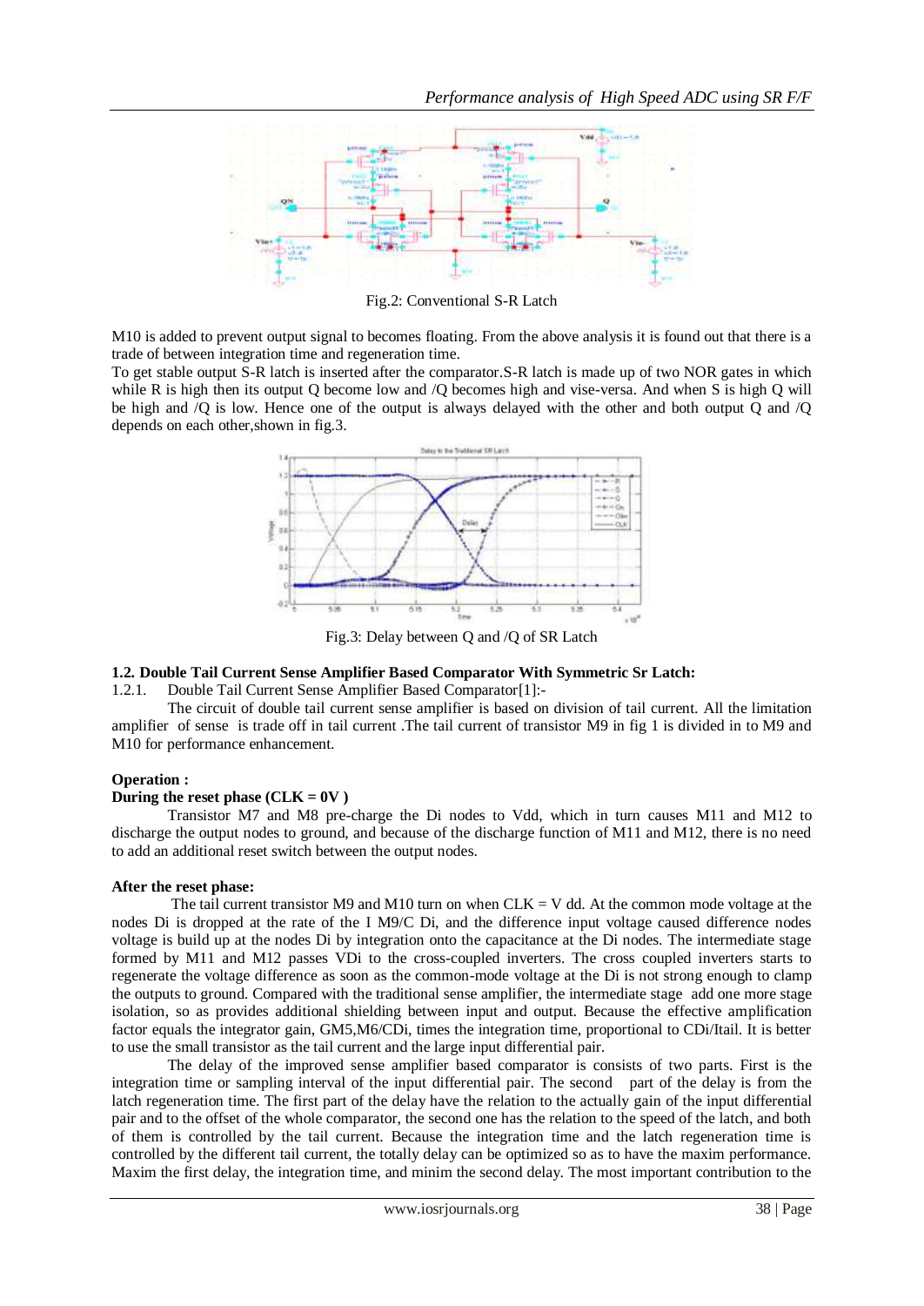Fig.2: Conventional S-R Latch

M10 is added to prevent output signal to becomes floating. From the above analysis it is found out that there is a trade of between integration time and regeneration time.

To get stable output S-R latch is inserted after the comparator.S-R latch is made up of two NOR gates in which while R is high then its output Q become low and /Q becomes high and vise-versa. And when S is high Q will be high and /Q is low. Hence one of the output is always delayed with the other and both output Q and /Q depends on each other,shown in fig.3.

Fig.3: Delay between Q and /Q of SR Latch

### 1.2. Double Tail Current Sense Amplifier Based Comparator With Symmetric Sr Latch:

1.2.1. Double Tail Current Sense Amplifier Based Comparator[1]:-

The circuit of double tail current sense amplifier is based on division of tail current. All the limitation amplifier of sense is trade off in tail current .The tail current of transistor M9 in fig 1 is divided in to M9 and M10 for performance enhancement.

**Operation :**

**During the reset phase (CLK = 0V )**

Transistor M7 and M8 pre-charge the Di nodes to Vdd, which in turn causes M11 and M12 to discharge the output nodes to ground, and because of the discharge function of M11 and M12, there is no need to add an additional reset switch between the output nodes.

**After the reset phase:**

The tail current transistor M9 and M10 turn on when CLK = V dd. At the common mode voltage at the nodes Di is dropped at the rate of the I M9/C Di, and the difference input voltage caused difference nodes voltage is build up at the nodes Di by integration onto the capacitance at the Di nodes. The intermediate stage formed by M11 and M12 passes VDi to the cross-coupled inverters. The cross coupled inverters starts to regenerate the voltage difference as soon as the common-mode voltage at the Di is not strong enough to clamp the outputs to ground. Compared with the traditional sense amplifier, the intermediate stage add one more stage isolation, so as provides additional shielding between input and output. Because the effective amplification factor equals the integrator gain, GM5,M6/CDi, times the integration time, proportional to CDi/Itail. It is better to use the small transistor as the tail current and the large input differential pair.

The delay of the improved sense amplifier based comparator is consists of two parts. First is the integration time or sampling interval of the input differential pair. The second part of the delay is from the latch regeneration time. The first part of the delay have the relation to the actually gain of the input differential pair and to the offset of the whole comparator, the second one has the relation to the speed of the latch, and both of them is controlled by the tail current. Because the integration time and the latch regeneration time is controlled by the different tail current, the totally delay can be optimized so as to have the maxim performance. Maxim the first delay, the integration time, and minim the second delay. The most important contribution to the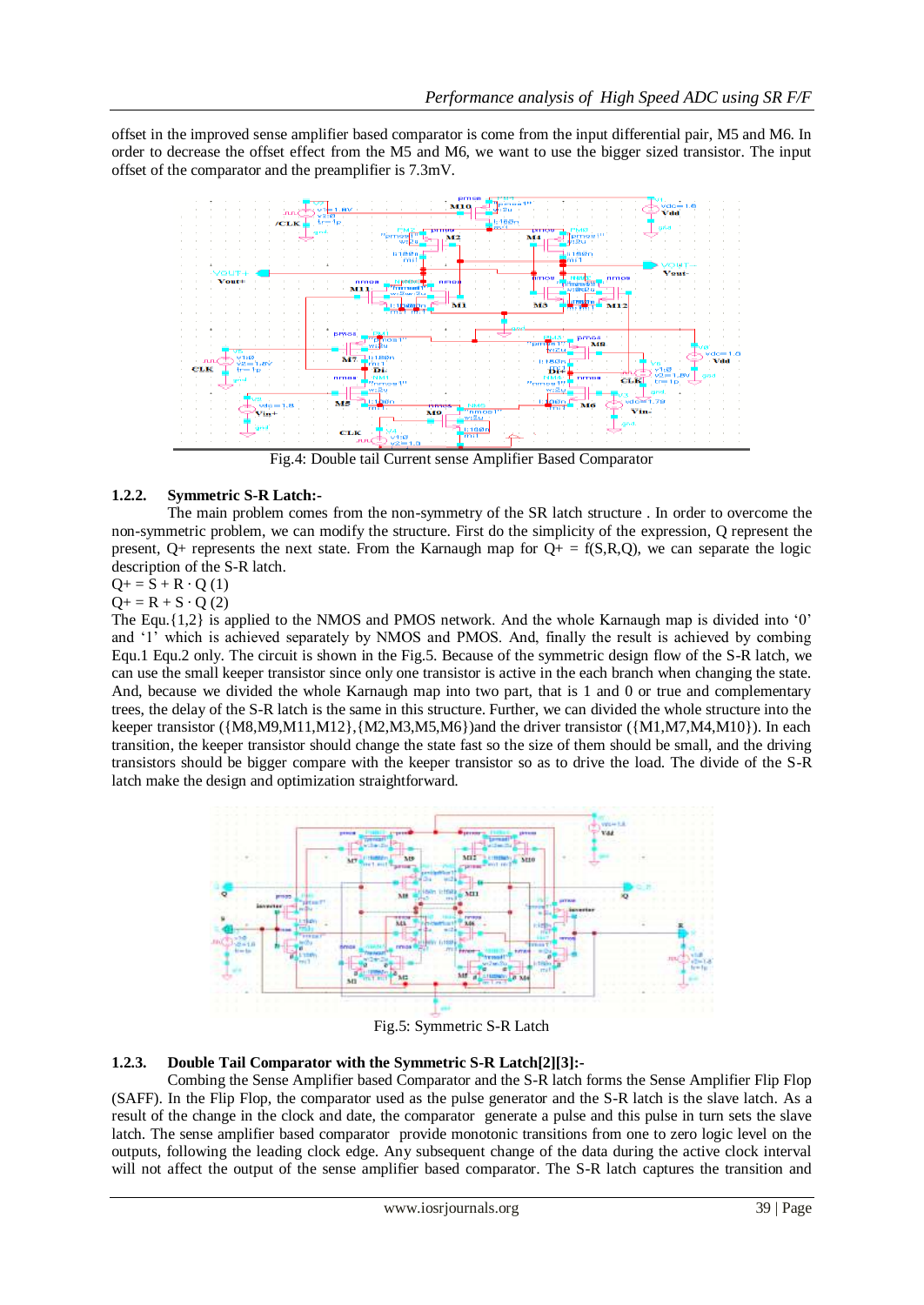offset in the improved sense amplifier based comparator is come from the input differential pair, M5 and M6. In order to decrease the offset effect from the M5 and M6, we want to use the bigger sized transistor. The input offset of the comparator and the preamplifier is 7.3mV.

Fig.4: Double tail Current sense Amplifier Based Comparator

### 1.2.2. Symmetric S-R Latch:-

The main problem comes from the non-symmetry of the SR latch structure . In order to overcome the non-symmetric problem, we can modify the structure. First do the simplicity of the expression, Q represent the present, Q+ represents the next state. From the Karnaugh map for Q+ = f(S,R,Q), we can separate the logic description of the S-R latch.

$Q+ = S + R \cdot Q$ (1)

$Q+ = R + S \cdot Q$ (2)

The Equ.{1,2} is applied to the NMOS and PMOS network. And the whole Karnaugh map is divided into '0' and '1' which is achieved separately by NMOS and PMOS. And, finally the result is achieved by combing Equ.1 Equ.2 only. The circuit is shown in the Fig.5. Because of the symmetric design flow of the S-R latch, we can use the small keeper transistor since only one transistor is active in the each branch when changing the state. And, because we divided the whole Karnaugh map into two part, that is 1 and 0 or true and complementary trees, the delay of the S-R latch is the same in this structure. Further, we can divided the whole structure into the keeper transistor ({M8,M9,M11,M12},{M2,M3,M5,M6})and the driver transistor ({M1,M7,M4,M10}). In each transition, the keeper transistor should change the state fast so the size of them should be small, and the driving transistors should be bigger compare with the keeper transistor so as to drive the load. The divide of the S-R latch make the design and optimization straightforward.

Fig.5: Symmetric S-R Latch

### 1.2.3. Double Tail Comparator with the Symmetric S-R Latch[2][3]:-

Combining the Sense Amplifier based Comparator and the S-R latch forms the Sense Amplifier Flip Flop (SAFF). In the Flip Flop, the comparator used as the pulse generator and the S-R latch is the slave latch. As a result of the change in the clock and date, the comparator generate a pulse and this pulse in turn sets the slave latch. The sense amplifier based comparator provide monotonic transitions from one to zero logic level on the outputs, following the leading clock edge. Any subsequent change of the data during the active clock interval will not affect the output of the sense amplifier based comparator. The S-R latch captures the transition and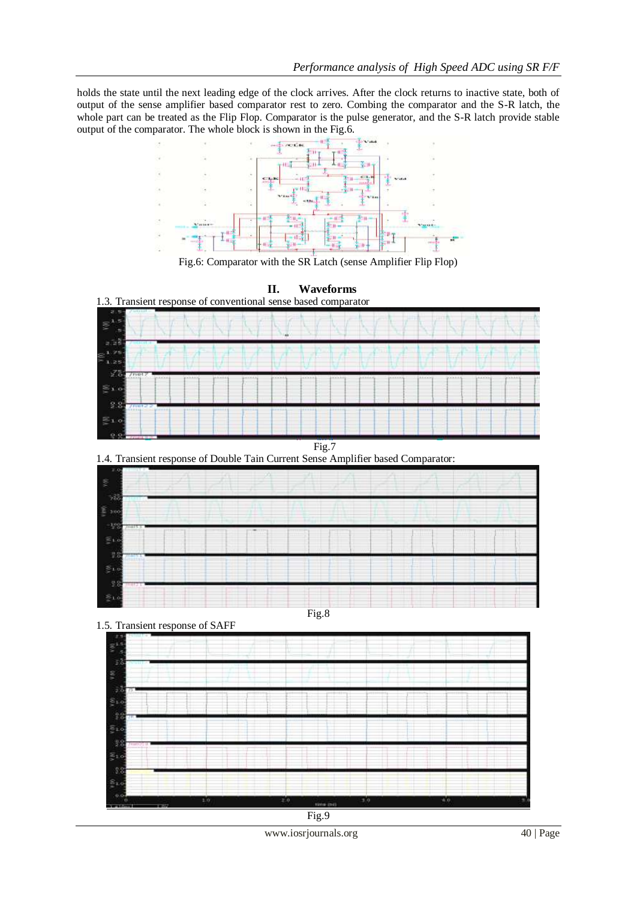holds the state until the next leading edge of the clock arrives. After the clock returns to inactive state, both of output of the sense amplifier based comparator rest to zero. Combing the comparator and the S-R latch, the whole part can be treated as the Flip Flop. Comparator is the pulse generator, and the S-R latch provide stable output of the comparator. The whole block is shown in the Fig.6.

Fig.6: Comparator with the SR Latch (sense Amplifier Flip Flop)

## II. Waveforms

1.3. Transient response of conventional sense based comparator

Fig.7

1.4. Transient response of Double Tain Current Sense Amplifier based Comparator:

Fig.8

1.5. Transient response of SAFF

Fig.9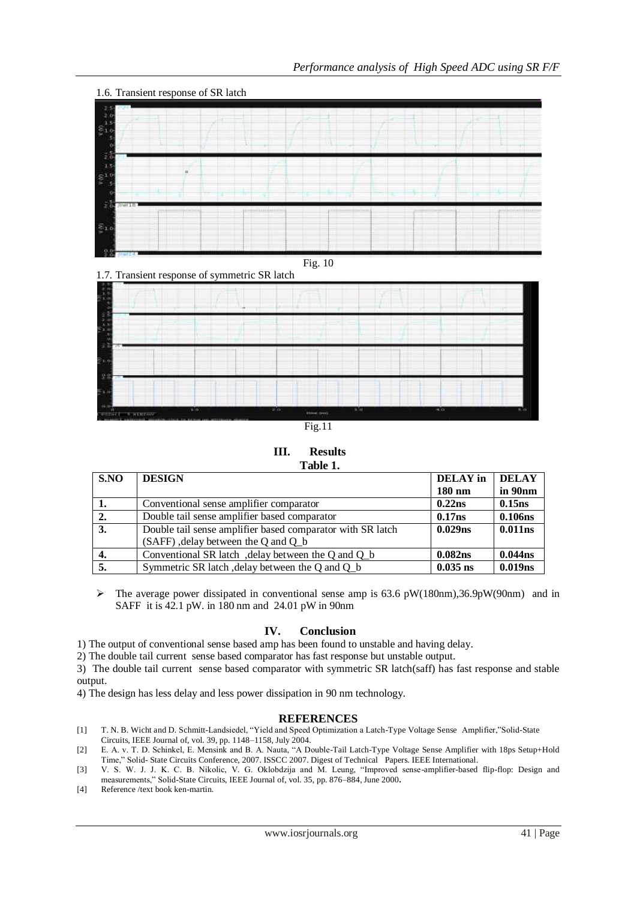1.6. Transient response of SR latch

Fig. 10

1.7. Transient response of symmetric SR latch

Fig.11

## III. Results

**Table 1.**

| S.NO | DESIGN | DELAY in 180 nm | DELAY in 90nm |
|---|---|---|---|
| 1. | Conventional sense amplifier comparator | 0.22ns | 0.15ns |
| 2. | Double tail sense amplifier based comparator | 0.17ns | 0.106ns |
| 3. | Double tail sense amplifier based comparator with SR latch (SAFF) ,delay between the Q and Q_b | 0.029ns | 0.011ns |
| 4. | Conventional SR latch ,delay between the Q and Q_b | 0.082ns | 0.044ns |
| 5. | Symmetric SR latch ,delay between the Q and Q_b | 0.035 ns | 0.019ns |

- The average power dissipated in conventional sense amp is 63.6 pW(180nm),36.9pW(90nm) and in SAFF it is 42.1 pW. in 180 nm and 24.01 pW in 90nm

## IV. Conclusion

1) The output of conventional sense based amp has been found to unstable and having delay.

2) The double tail current sense based comparator has fast response but unstable output.

3) The double tail current sense based comparator with symmetric SR latch(saff) has fast response and stable output.

4) The design has less delay and less power dissipation in 90 nm technology.

## REFERENCES

[1] T. N. B. Wicht and D. Schmitt-Landsiedel, "Yield and Speed Optimization a Latch-Type Voltage Sense Amplifier,"Solid-State Circuits, IEEE Journal of, vol. 39, pp. 1148–1158, July 2004.

[2] E. A. v. T. D. Schinkel, E. Mensink and B. A. Nauta, "A Double-Tail Latch-Type Voltage Sense Amplifier with 18ps Setup+Hold Time," Solid- State Circuits Conference, 2007. ISSCC 2007. Digest of Technical Papers. IEEE International.

[3] V. S. W. J. J. K. C. B. Nikolic, V. G. Oklobdzija and M. Leung, "Improved sense-amplifier-based flip-flop: Design and measurements," Solid-State Circuits, IEEE Journal of, vol. 35, pp. 876–884, June 2000.

[4] Reference /text book ken-martin.